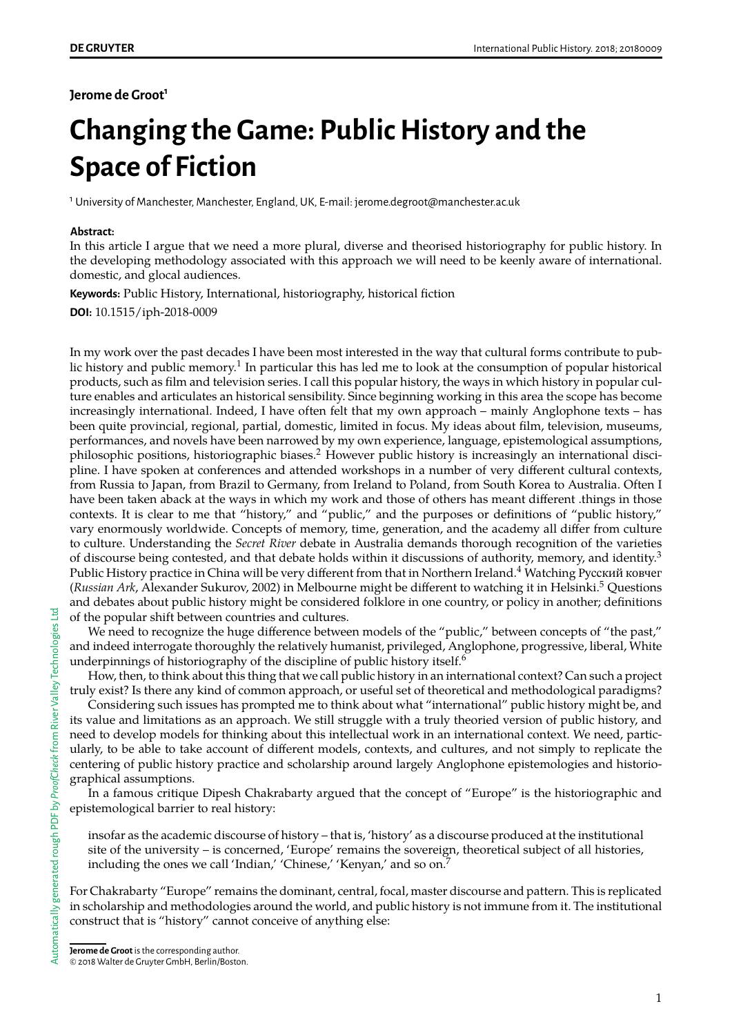**Jerome de Groot**[1]

# Changing the Game: Public History and the Space of Fiction

[1] University of Manchester, Manchester, England, UK, E-mail: jerome.degroot@manchester.ac.uk

**Abstract:**

In this article I argue that we need a more plural, diverse and theorised historiography for public history. In the developing methodology associated with this approach we will need to be keenly aware of international. domestic, and glocal audiences.

**Keywords:** Public History, International, historiography, historical fiction

**DOI:** 10.1515/iph-2018-0009

In my work over the past decades I have been most interested in the way that cultural forms contribute to public history and public memory.[1] In particular this has led me to look at the consumption of popular historical products, such as film and television series. I call this popular history, the ways in which history in popular culture enables and articulates an historical sensibility. Since beginning working in this area the scope has become increasingly international. Indeed, I have often felt that my own approach – mainly Anglophone texts – has been quite provincial, regional, partial, domestic, limited in focus. My ideas about film, television, museums, performances, and novels have been narrowed by my own experience, language, epistemological assumptions, philosophic positions, historiographic biases.[2] However public history is increasingly an international discipline. I have spoken at conferences and attended workshops in a number of very different cultural contexts, from Russia to Japan, from Brazil to Germany, from Ireland to Poland, from South Korea to Australia. Often I have been taken aback at the ways in which my work and those of others has meant different .things in those contexts. It is clear to me that "history," and "public," and the purposes or definitions of "public history," vary enormously worldwide. Concepts of memory, time, generation, and the academy all differ from culture to culture. Understanding the *Secret River* debate in Australia demands thorough recognition of the varieties of discourse being contested, and that debate holds within it discussions of authority, memory, and identity.[3] Public History practice in China will be very different from that in Northern Ireland.[4] Watching Русский ковчег (*Russian Ark*, Alexander Sukurov, 2002) in Melbourne might be different to watching it in Helsinki.[5] Questions and debates about public history might be considered folklore in one country, or policy in another; definitions of the popular shift between countries and cultures.

We need to recognize the huge difference between models of the "public," between concepts of "the past," and indeed interrogate thoroughly the relatively humanist, privileged, Anglophone, progressive, liberal, White underpinnings of historiography of the discipline of public history itself.[6]

How, then, to think about this thing that we call public history in an international context? Can such a project truly exist? Is there any kind of common approach, or useful set of theoretical and methodological paradigms?

Considering such issues has prompted me to think about what "international" public history might be, and its value and limitations as an approach. We still struggle with a truly theoried version of public history, and need to develop models for thinking about this intellectual work in an international context. We need, particularly, to be able to take account of different models, contexts, and cultures, and not simply to replicate the centering of public history practice and scholarship around largely Anglophone epistemologies and historiographical assumptions.

In a famous critique Dipesh Chakrabarty argued that the concept of "Europe" is the historiographic and epistemological barrier to real history:

> insofar as the academic discourse of history – that is, 'history' as a discourse produced at the institutional site of the university – is concerned, 'Europe' remains the sovereign, theoretical subject of all histories, including the ones we call 'Indian,' 'Chinese,' 'Kenyan,' and so on.[7]

For Chakrabarty "Europe" remains the dominant, central, focal, master discourse and pattern. This is replicated in scholarship and methodologies around the world, and public history is not immune from it. The institutional construct that is "history" cannot conceive of anything else:

**Jerome de Groot** is the corresponding author.

© 2018 Walter de Gruyter GmbH, Berlin/Boston.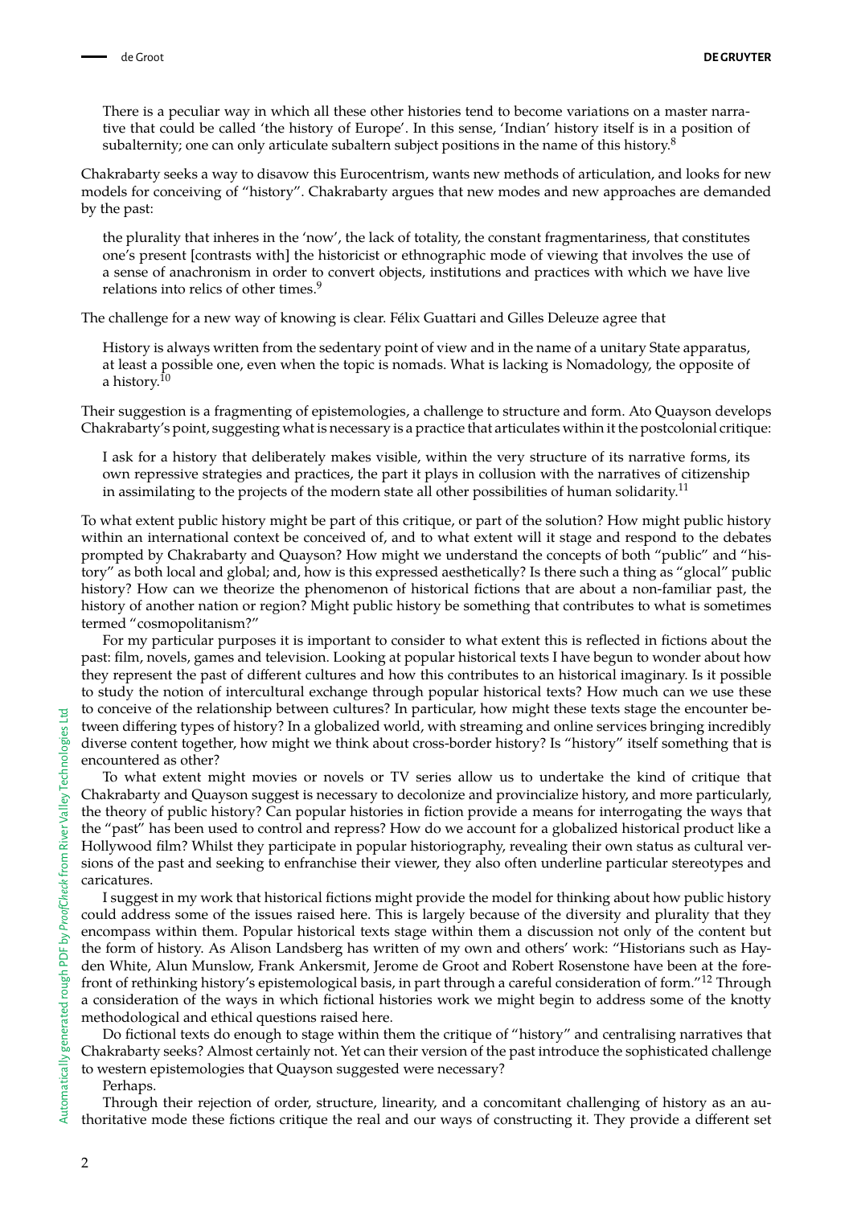> There is a peculiar way in which all these other histories tend to become variations on a master narrative that could be called 'the history of Europe'. In this sense, 'Indian' history itself is in a position of subalternity; one can only articulate subaltern subject positions in the name of this history.[8]

Chakrabarty seeks a way to disavow this Eurocentrism, wants new methods of articulation, and looks for new models for conceiving of "history". Chakrabarty argues that new modes and new approaches are demanded by the past:

> the plurality that inheres in the 'now', the lack of totality, the constant fragmentariness, that constitutes one's present [contrasts with] the historicist or ethnographic mode of viewing that involves the use of a sense of anachronism in order to convert objects, institutions and practices with which we have live relations into relics of other times.[9]

The challenge for a new way of knowing is clear. Félix Guattari and Gilles Deleuze agree that

> History is always written from the sedentary point of view and in the name of a unitary State apparatus, at least a possible one, even when the topic is nomads. What is lacking is Nomadology, the opposite of a history.[10]

Their suggestion is a fragmenting of epistemologies, a challenge to structure and form. Ato Quayson develops Chakrabarty's point, suggesting what is necessary is a practice that articulates within it the postcolonial critique:

> I ask for a history that deliberately makes visible, within the very structure of its narrative forms, its own repressive strategies and practices, the part it plays in collusion with the narratives of citizenship in assimilating to the projects of the modern state all other possibilities of human solidarity.[11]

To what extent public history might be part of this critique, or part of the solution? How might public history within an international context be conceived of, and to what extent will it stage and respond to the debates prompted by Chakrabarty and Quayson? How might we understand the concepts of both "public" and "history" as both local and global; and, how is this expressed aesthetically? Is there such a thing as "glocal" public history? How can we theorize the phenomenon of historical fictions that are about a non-familiar past, the history of another nation or region? Might public history be something that contributes to what is sometimes termed "cosmopolitanism?"

For my particular purposes it is important to consider to what extent this is reflected in fictions about the past: film, novels, games and television. Looking at popular historical texts I have begun to wonder about how they represent the past of different cultures and how this contributes to an historical imaginary. Is it possible to study the notion of intercultural exchange through popular historical texts? How much can we use these to conceive of the relationship between cultures? In particular, how might these texts stage the encounter between differing types of history? In a globalized world, with streaming and online services bringing incredibly diverse content together, how might we think about cross-border history? Is "history" itself something that is encountered as other?

To what extent might movies or novels or TV series allow us to undertake the kind of critique that Chakrabarty and Quayson suggest is necessary to decolonize and provincialize history, and more particularly, the theory of public history? Can popular histories in fiction provide a means for interrogating the ways that the "past" has been used to control and repress? How do we account for a globalized historical product like a Hollywood film? Whilst they participate in popular historiography, revealing their own status as cultural versions of the past and seeking to enfranchise their viewer, they also often underline particular stereotypes and caricatures.

I suggest in my work that historical fictions might provide the model for thinking about how public history could address some of the issues raised here. This is largely because of the diversity and plurality that they encompass within them. Popular historical texts stage within them a discussion not only of the content but the form of history. As Alison Landsberg has written of my own and others' work: "Historians such as Hayden White, Alun Munslow, Frank Ankersmit, Jerome de Groot and Robert Rosenstone have been at the forefront of rethinking history's epistemological basis, in part through a careful consideration of form."[12] Through a consideration of the ways in which fictional histories work we might begin to address some of the knotty methodological and ethical questions raised here.

Do fictional texts do enough to stage within them the critique of "history" and centralising narratives that Chakrabarty seeks? Almost certainly not. Yet can their version of the past introduce the sophisticated challenge to western epistemologies that Quayson suggested were necessary?

Perhaps.

Through their rejection of order, structure, linearity, and a concomitant challenging of history as an authoritative mode these fictions critique the real and our ways of constructing it. They provide a different set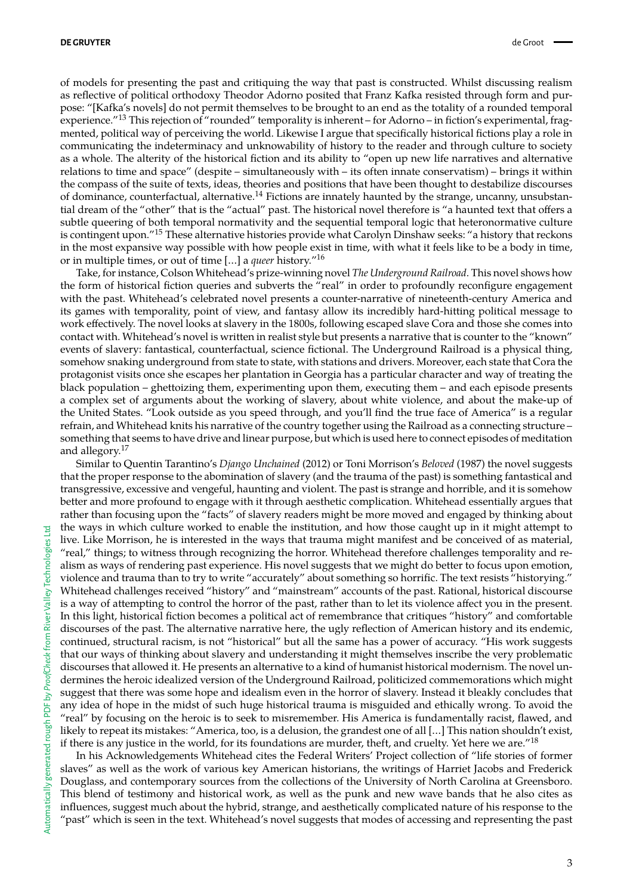of models for presenting the past and critiquing the way that past is constructed. Whilst discussing realism as reflective of political orthodoxy Theodor Adorno posited that Franz Kafka resisted through form and purpose: "[Kafka's novels] do not permit themselves to be brought to an end as the totality of a rounded temporal experience."[13] This rejection of "rounded" temporality is inherent – for Adorno – in fiction's experimental, fragmented, political way of perceiving the world. Likewise I argue that specifically historical fictions play a role in communicating the indeterminacy and unknowability of history to the reader and through culture to society as a whole. The alterity of the historical fiction and its ability to "open up new life narratives and alternative relations to time and space" (despite – simultaneously with – its often innate conservatism) – brings it within the compass of the suite of texts, ideas, theories and positions that have been thought to destabilize discourses of dominance, counterfactual, alternative.[14] Fictions are innately haunted by the strange, uncanny, unsubstantial dream of the "other" that is the "actual" past. The historical novel therefore is "a haunted text that offers a subtle queering of both temporal normativity and the sequential temporal logic that heteronormative culture is contingent upon."[15] These alternative histories provide what Carolyn Dinshaw seeks: "a history that reckons in the most expansive way possible with how people exist in time, with what it feels like to be a body in time, or in multiple times, or out of time [...] a *queer* history."[16]

Take, for instance, Colson Whitehead's prize-winning novel *The Underground Railroad*. This novel shows how the form of historical fiction queries and subverts the "real" in order to profoundly reconfigure engagement with the past. Whitehead's celebrated novel presents a counter-narrative of nineteenth-century America and its games with temporality, point of view, and fantasy allow its incredibly hard-hitting political message to work effectively. The novel looks at slavery in the 1800s, following escaped slave Cora and those she comes into contact with. Whitehead's novel is written in realist style but presents a narrative that is counter to the "known" events of slavery: fantastical, counterfactual, science fictional. The Underground Railroad is a physical thing, somehow snaking underground from state to state, with stations and drivers. Moreover, each state that Cora the protagonist visits once she escapes her plantation in Georgia has a particular character and way of treating the black population – ghettoizing them, experimenting upon them, executing them – and each episode presents a complex set of arguments about the working of slavery, about white violence, and about the make-up of the United States. "Look outside as you speed through, and you'll find the true face of America" is a regular refrain, and Whitehead knits his narrative of the country together using the Railroad as a connecting structure – something that seems to have drive and linear purpose, but which is used here to connect episodes of meditation and allegory.[17]

Similar to Quentin Tarantino's *Django Unchained* (2012) or Toni Morrison's *Beloved* (1987) the novel suggests that the proper response to the abomination of slavery (and the trauma of the past) is something fantastical and transgressive, excessive and vengeful, haunting and violent. The past is strange and horrible, and it is somehow better and more profound to engage with it through aesthetic complication. Whitehead essentially argues that rather than focusing upon the "facts" of slavery readers might be more moved and engaged by thinking about the ways in which culture worked to enable the institution, and how those caught up in it might attempt to live. Like Morrison, he is interested in the ways that trauma might manifest and be conceived of as material, "real," things; to witness through recognizing the horror. Whitehead therefore challenges temporality and realism as ways of rendering past experience. His novel suggests that we might do better to focus upon emotion, violence and trauma than to try to write "accurately" about something so horrific. The text resists "historying." Whitehead challenges received "history" and "mainstream" accounts of the past. Rational, historical discourse is a way of attempting to control the horror of the past, rather than to let its violence affect you in the present. In this light, historical fiction becomes a political act of remembrance that critiques "history" and comfortable discourses of the past. The alternative narrative here, the ugly reflection of American history and its endemic, continued, structural racism, is not "historical" but all the same has a power of accuracy. "His work suggests that our ways of thinking about slavery and understanding it might themselves inscribe the very problematic discourses that allowed it. He presents an alternative to a kind of humanist historical modernism. The novel undermines the heroic idealized version of the Underground Railroad, politicized commemorations which might suggest that there was some hope and idealism even in the horror of slavery. Instead it bleakly concludes that any idea of hope in the midst of such huge historical trauma is misguided and ethically wrong. To avoid the "real" by focusing on the heroic is to seek to misremember. His America is fundamentally racist, flawed, and likely to repeat its mistakes: "America, too, is a delusion, the grandest one of all [...] This nation shouldn't exist, if there is any justice in the world, for its foundations are murder, theft, and cruelty. Yet here we are."[18]

In his Acknowledgements Whitehead cites the Federal Writers' Project collection of "life stories of former slaves" as well as the work of various key American historians, the writings of Harriet Jacobs and Frederick Douglass, and contemporary sources from the collections of the University of North Carolina at Greensboro. This blend of testimony and historical work, as well as the punk and new wave bands that he also cites as influences, suggest much about the hybrid, strange, and aesthetically complicated nature of his response to the "past" which is seen in the text. Whitehead's novel suggests that modes of accessing and representing the past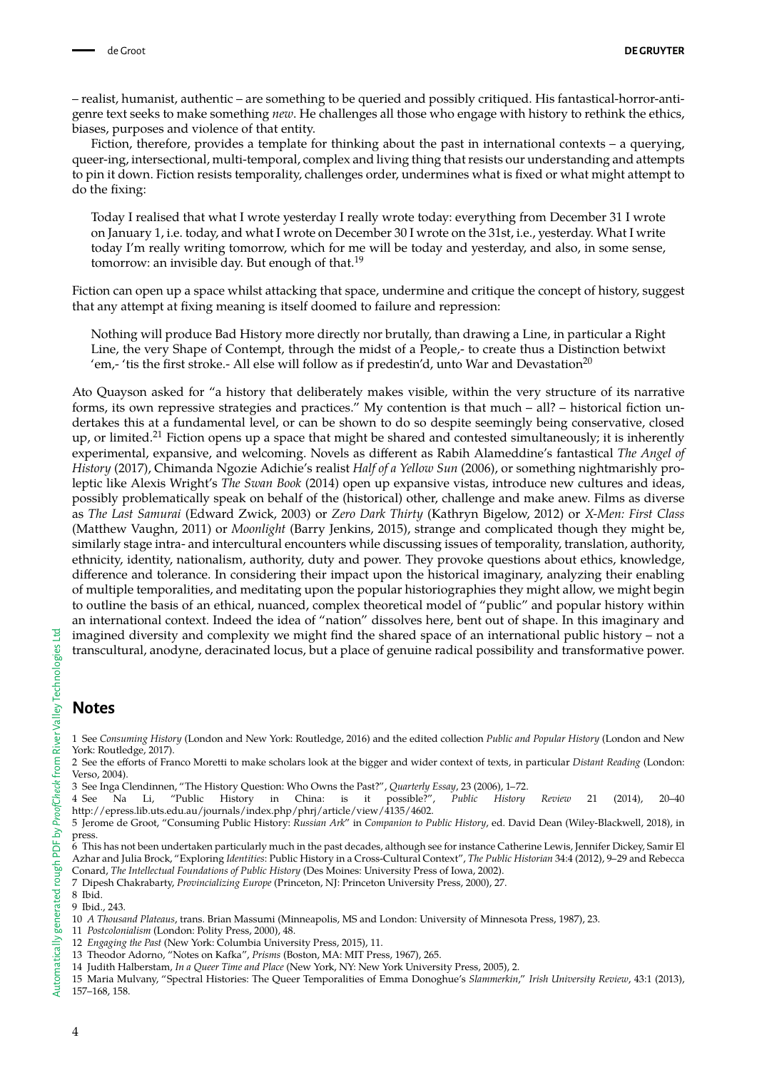– realist, humanist, authentic – are something to be queried and possibly critiqued. His fantastical-horror-anti-genre text seeks to make something *new*. He challenges all those who engage with history to rethink the ethics, biases, purposes and violence of that entity.

Fiction, therefore, provides a template for thinking about the past in international contexts – a querying, queer-ing, intersectional, multi-temporal, complex and living thing that resists our understanding and attempts to pin it down. Fiction resists temporality, challenges order, undermines what is fixed or what might attempt to do the fixing:

> Today I realised that what I wrote yesterday I really wrote today: everything from December 31 I wrote on January 1, i.e. today, and what I wrote on December 30 I wrote on the 31st, i.e., yesterday. What I write today I'm really writing tomorrow, which for me will be today and yesterday, and also, in some sense, tomorrow: an invisible day. But enough of that.[19]

Fiction can open up a space whilst attacking that space, undermine and critique the concept of history, suggest that any attempt at fixing meaning is itself doomed to failure and repression:

> Nothing will produce Bad History more directly nor brutally, than drawing a Line, in particular a Right Line, the very Shape of Contempt, through the midst of a People,- to create thus a Distinction betwixt 'em,- 'tis the first stroke.- All else will follow as if predestin'd, unto War and Devastation[20]

Ato Quayson asked for "a history that deliberately makes visible, within the very structure of its narrative forms, its own repressive strategies and practices." My contention is that much – all? – historical fiction undertakes this at a fundamental level, or can be shown to do so despite seemingly being conservative, closed up, or limited.[21] Fiction opens up a space that might be shared and contested simultaneously; it is inherently experimental, expansive, and welcoming. Novels as different as Rabih Alameddine's fantastical *The Angel of History* (2017), Chimanda Ngozie Adichie's realist *Half of a Yellow Sun* (2006), or something nightmarishly proleptic like Alexis Wright's *The Swan Book* (2014) open up expansive vistas, introduce new cultures and ideas, possibly problematically speak on behalf of the (historical) other, challenge and make anew. Films as diverse as *The Last Samurai* (Edward Zwick, 2003) or *Zero Dark Thirty* (Kathryn Bigelow, 2012) or *X-Men: First Class* (Matthew Vaughn, 2011) or *Moonlight* (Barry Jenkins, 2015), strange and complicated though they might be, similarly stage intra- and intercultural encounters while discussing issues of temporality, translation, authority, ethnicity, identity, nationalism, authority, duty and power. They provoke questions about ethics, knowledge, difference and tolerance. In considering their impact upon the historical imaginary, analyzing their enabling of multiple temporalities, and meditating upon the popular historiographies they might allow, we might begin to outline the basis of an ethical, nuanced, complex theoretical model of "public" and popular history within an international context. Indeed the idea of "nation" dissolves here, bent out of shape. In this imaginary and imagined diversity and complexity we might find the shared space of an international public history – not a transcultural, anodyne, deracinated locus, but a place of genuine radical possibility and transformative power.

## Notes

1 See *Consuming History* (London and New York: Routledge, 2016) and the edited collection *Public and Popular History* (London and New York: Routledge, 2017).

2 See the efforts of Franco Moretti to make scholars look at the bigger and wider context of texts, in particular *Distant Reading* (London: Verso, 2004).

3 See Inga Clendinnen, "The History Question: Who Owns the Past?", *Quarterly Essay*, 23 (2006), 1–72.

4 See Na Li, "Public History in China: is it possible?", *Public History Review* 21 (2014), 20–40 http://epress.lib.uts.edu.au/journals/index.php/phrj/article/view/4135/4602.

5 Jerome de Groot, "Consuming Public History: *Russian Ark*" in *Companion to Public History*, ed. David Dean (Wiley-Blackwell, 2018), in press.

6 This has not been undertaken particularly much in the past decades, although see for instance Catherine Lewis, Jennifer Dickey, Samir El Azhar and Julia Brock, "Exploring *Identities*: Public History in a Cross-Cultural Context", *The Public Historian* 34:4 (2012), 9–29 and Rebecca Conard, *The Intellectual Foundations of Public History* (Des Moines: University Press of Iowa, 2002).

7 Dipesh Chakrabarty, *Provincializing Europe* (Princeton, NJ: Princeton University Press, 2000), 27.

8 Ibid.

9 Ibid., 243.

10 *A Thousand Plateaus*, trans. Brian Massumi (Minneapolis, MS and London: University of Minnesota Press, 1987), 23.

11 *Postcolonialism* (London: Polity Press, 2000), 48.

12 *Engaging the Past* (New York: Columbia University Press, 2015), 11.

13 Theodor Adorno, "Notes on Kafka", *Prisms* (Boston, MA: MIT Press, 1967), 265.

14 Judith Halberstam, *In a Queer Time and Place* (New York, NY: New York University Press, 2005), 2.

15 Maria Mulvany, "Spectral Histories: The Queer Temporalities of Emma Donoghue's *Slammerkin*," *Irish University Review*, 43:1 (2013), 157–168, 158.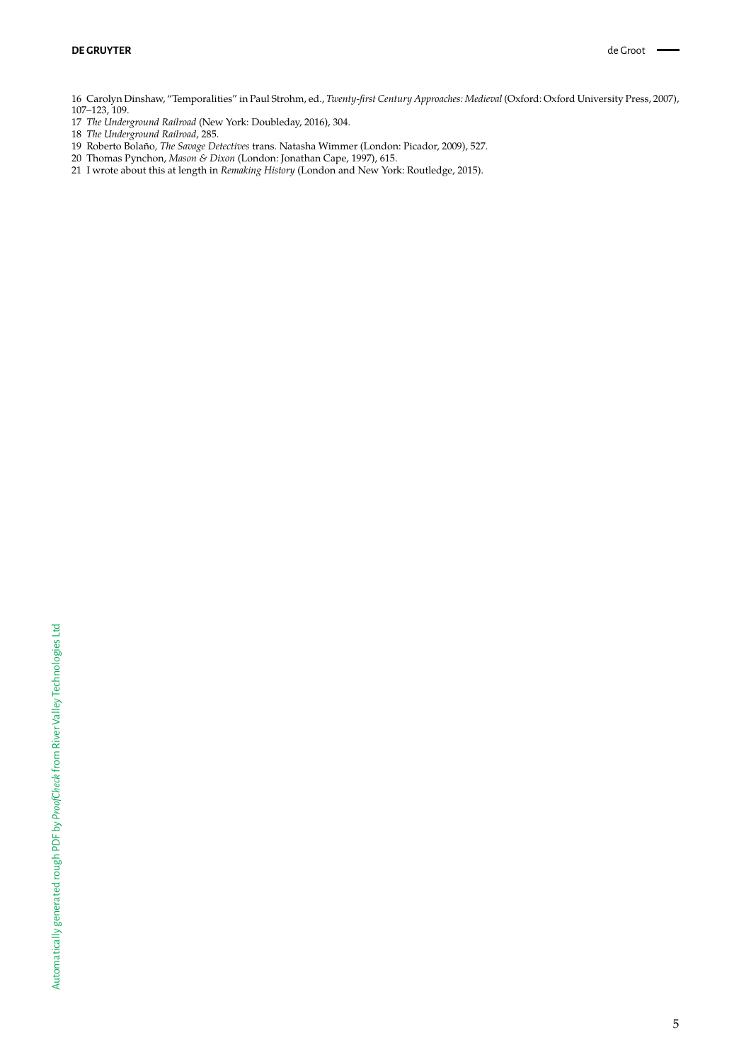16 Carolyn Dinshaw, "Temporalities" in Paul Strohm, ed., *Twenty-first Century Approaches: Medieval* (Oxford: Oxford University Press, 2007), 107–123, 109.

17 *The Underground Railroad* (New York: Doubleday, 2016), 304.

18 *The Underground Railroad*, 285.

19 Roberto Bolaño, *The Savage Detectives* trans. Natasha Wimmer (London: Picador, 2009), 527.

20 Thomas Pynchon, *Mason & Dixon* (London: Jonathan Cape, 1997), 615.

21 I wrote about this at length in *Remaking History* (London and New York: Routledge, 2015).